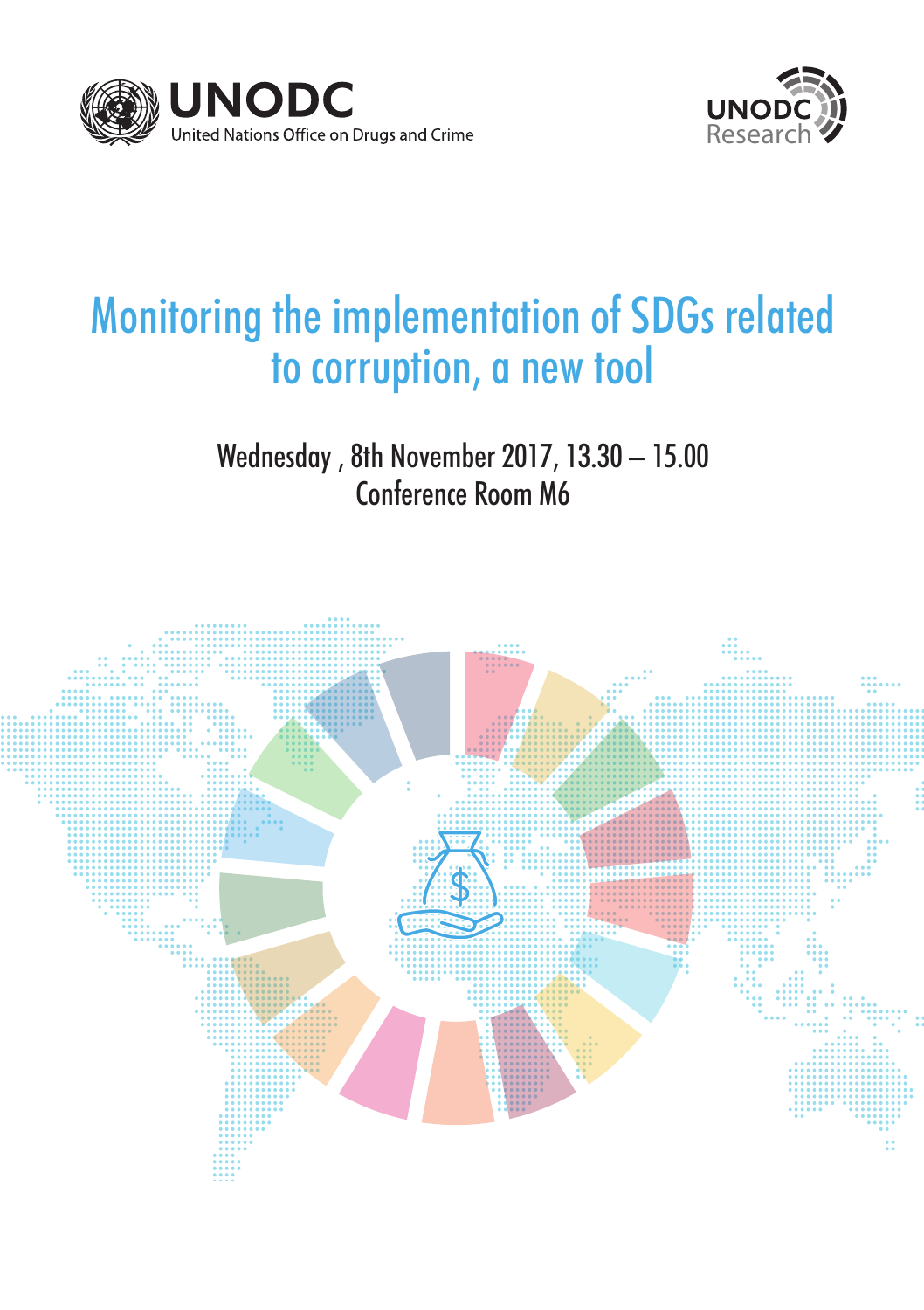UNODC
United Nations Office on Drugs and Crime

UNODC Research

# Monitoring the implementation of SDGs related to corruption, a new tool

Wednesday , 8th November 2017, 13.30 – 15.00
Conference Room M6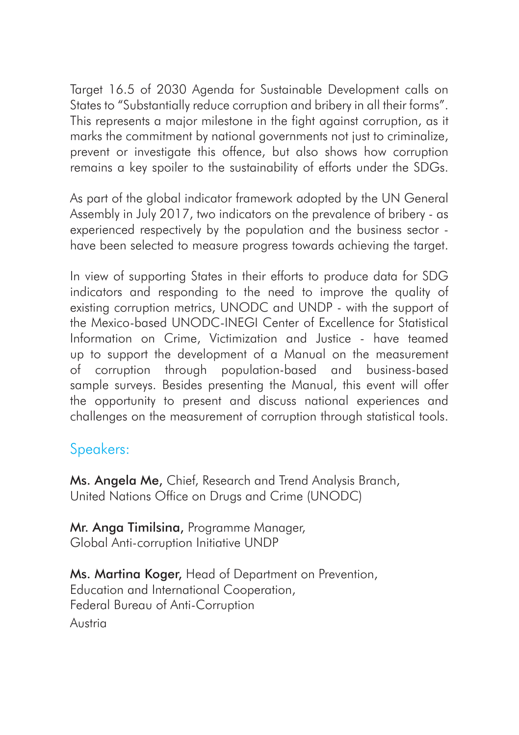Target 16.5 of 2030 Agenda for Sustainable Development calls on States to "Substantially reduce corruption and bribery in all their forms". This represents a major milestone in the fight against corruption, as it marks the commitment by national governments not just to criminalize, prevent or investigate this offence, but also shows how corruption remains a key spoiler to the sustainability of efforts under the SDGs.

As part of the global indicator framework adopted by the UN General Assembly in July 2017, two indicators on the prevalence of bribery - as experienced respectively by the population and the business sector - have been selected to measure progress towards achieving the target.

In view of supporting States in their efforts to produce data for SDG indicators and responding to the need to improve the quality of existing corruption metrics, UNODC and UNDP - with the support of the Mexico-based UNODC-INEGI Center of Excellence for Statistical Information on Crime, Victimization and Justice - have teamed up to support the development of a Manual on the measurement of corruption through population-based and business-based sample surveys. Besides presenting the Manual, this event will offer the opportunity to present and discuss national experiences and challenges on the measurement of corruption through statistical tools.

## Speakers:

**Ms. Angela Me,** Chief, Research and Trend Analysis Branch, United Nations Office on Drugs and Crime (UNODC)

**Mr. Anga Timilsina,** Programme Manager, Global Anti-corruption Initiative UNDP

**Ms. Martina Koger,** Head of Department on Prevention, Education and International Cooperation, Federal Bureau of Anti-Corruption
Austria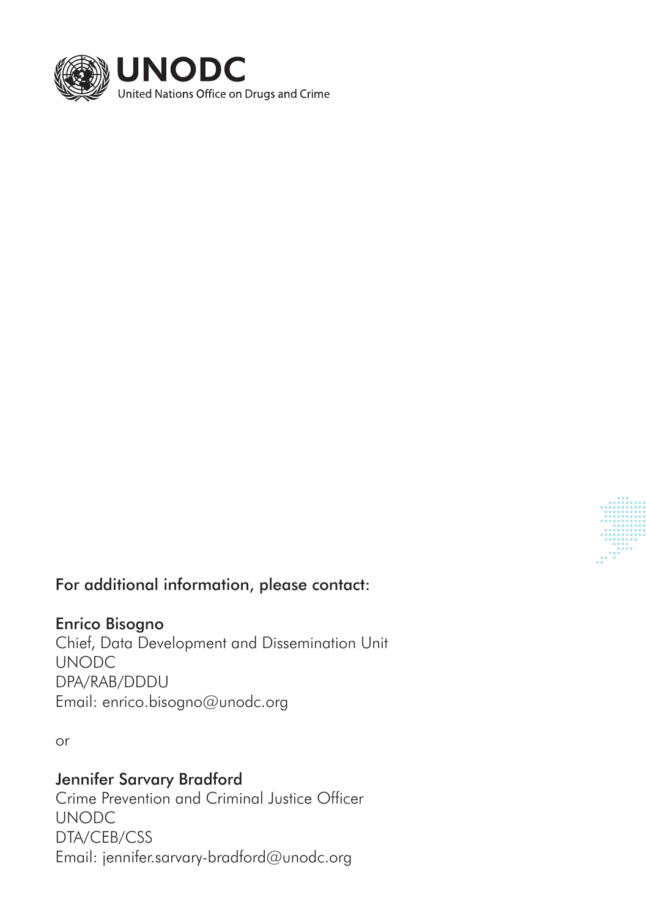**UNODC**
United Nations Office on Drugs and Crime

For additional information, please contact:

Enrico Bisogno
Chief, Data Development and Dissemination Unit
UNODC
DPA/RAB/DDDU
Email: enrico.bisogno@unodc.org

or

Jennifer Sarvary Bradford
Crime Prevention and Criminal Justice Officer
UNODC
DTA/CEB/CSS
Email: jennifer.sarvary-bradford@unodc.org